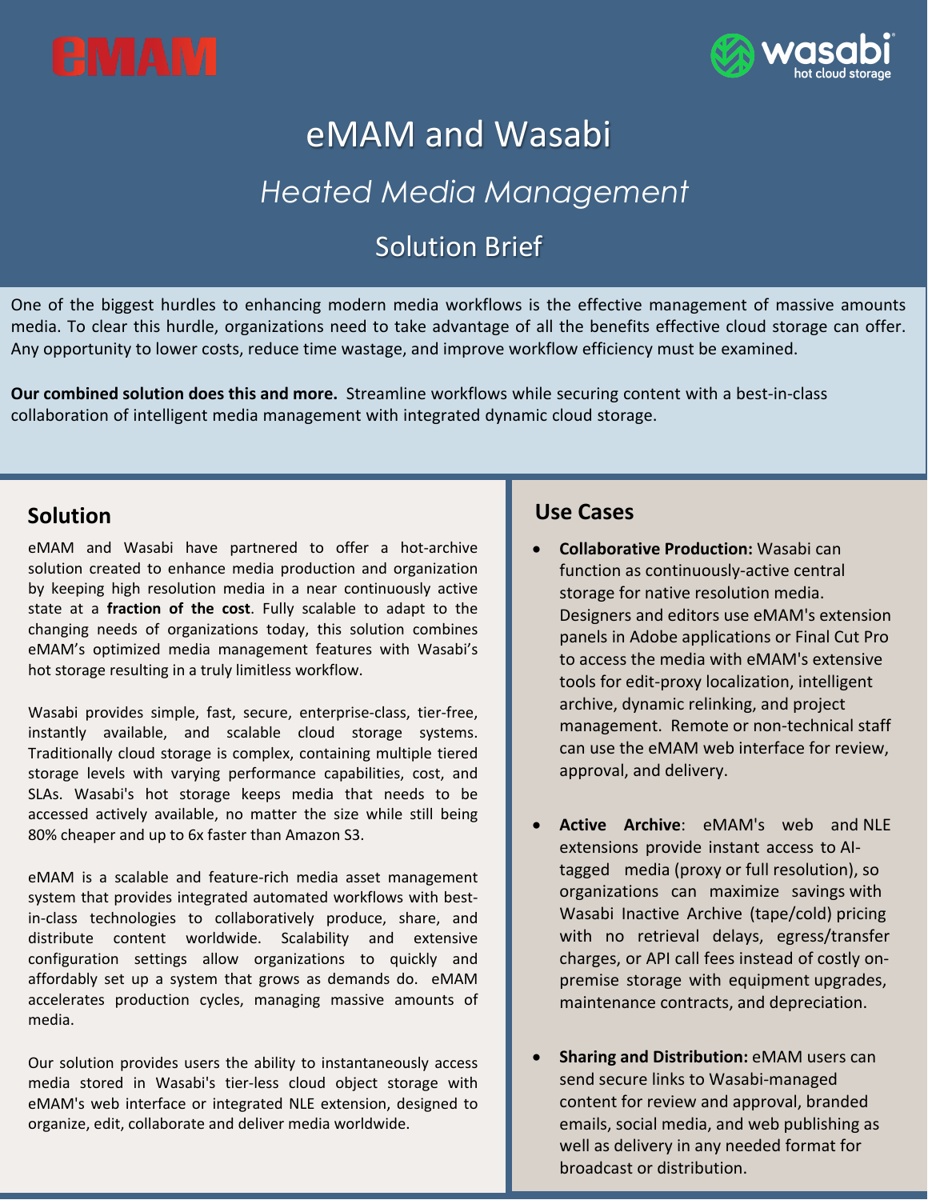eMAM

wasabi hot cloud storage

# eMAM and Wasabi

## *Heated Media Management*

## Solution Brief

One of the biggest hurdles to enhancing modern media workflows is the effective management of massive amounts media. To clear this hurdle, organizations need to take advantage of all the benefits effective cloud storage can offer. Any opportunity to lower costs, reduce time wastage, and improve workflow efficiency must be examined.

**Our combined solution does this and more.** Streamline workflows while securing content with a best-in-class collaboration of intelligent media management with integrated dynamic cloud storage.

## Solution

eMAM and Wasabi have partnered to offer a hot-archive solution created to enhance media production and organization by keeping high resolution media in a near continuously active state at a **fraction of the cost**. Fully scalable to adapt to the changing needs of organizations today, this solution combines eMAM's optimized media management features with Wasabi's hot storage resulting in a truly limitless workflow.

Wasabi provides simple, fast, secure, enterprise-class, tier-free, instantly available, and scalable cloud storage systems. Traditionally cloud storage is complex, containing multiple tiered storage levels with varying performance capabilities, cost, and SLAs. Wasabi's hot storage keeps media that needs to be accessed actively available, no matter the size while still being 80% cheaper and up to 6x faster than Amazon S3.

eMAM is a scalable and feature-rich media asset management system that provides integrated automated workflows with best-in-class technologies to collaboratively produce, share, and distribute content worldwide. Scalability and extensive configuration settings allow organizations to quickly and affordably set up a system that grows as demands do. eMAM accelerates production cycles, managing massive amounts of media.

Our solution provides users the ability to instantaneously access media stored in Wasabi's tier-less cloud object storage with eMAM's web interface or integrated NLE extension, designed to organize, edit, collaborate and deliver media worldwide.

## Use Cases

- **Collaborative Production:** Wasabi can function as continuously-active central storage for native resolution media. Designers and editors use eMAM's extension panels in Adobe applications or Final Cut Pro to access the media with eMAM's extensive tools for edit-proxy localization, intelligent archive, dynamic relinking, and project management. Remote or non-technical staff can use the eMAM web interface for review, approval, and delivery.

- **Active Archive**: eMAM's web and NLE extensions provide instant access to AI-tagged media (proxy or full resolution), so organizations can maximize savings with Wasabi Inactive Archive (tape/cold) pricing with no retrieval delays, egress/transfer charges, or API call fees instead of costly on-premise storage with equipment upgrades, maintenance contracts, and depreciation.

- **Sharing and Distribution:** eMAM users can send secure links to Wasabi-managed content for review and approval, branded emails, social media, and web publishing as well as delivery in any needed format for broadcast or distribution.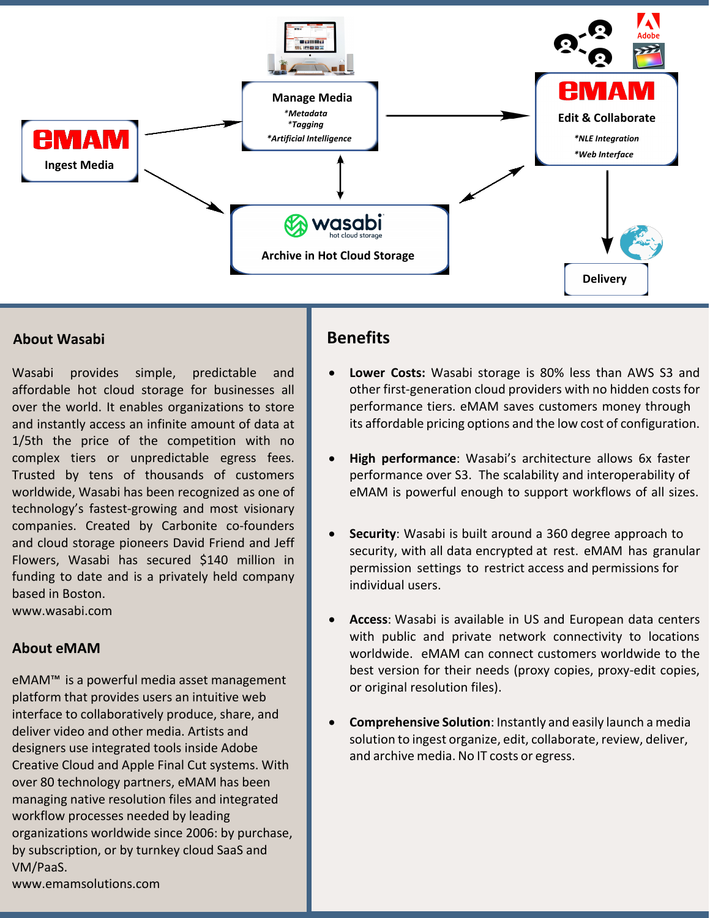eMAM

Ingest Media

Manage Media

*Metadata
*Tagging
*Artificial Intelligence

wasabi hot cloud storage

Archive in Hot Cloud Storage

eMAM

Edit & Collaborate

*NLE Integration
*Web Interface

Delivery

### About Wasabi

Wasabi provides simple, predictable and affordable hot cloud storage for businesses all over the world. It enables organizations to store and instantly access an infinite amount of data at 1/5th the price of the competition with no complex tiers or unpredictable egress fees. Trusted by tens of thousands of customers worldwide, Wasabi has been recognized as one of technology's fastest-growing and most visionary companies. Created by Carbonite co-founders and cloud storage pioneers David Friend and Jeff Flowers, Wasabi has secured $140 million in funding to date and is a privately held company based in Boston.
www.wasabi.com

### About eMAM

eMAM™ is a powerful media asset management platform that provides users an intuitive web interface to collaboratively produce, share, and deliver video and other media. Artists and designers use integrated tools inside Adobe Creative Cloud and Apple Final Cut systems. With over 80 technology partners, eMAM has been managing native resolution files and integrated workflow processes needed by leading organizations worldwide since 2006: by purchase, by subscription, or by turnkey cloud SaaS and VM/PaaS.
www.emamsolutions.com

## Benefits

- **Lower Costs:** Wasabi storage is 80% less than AWS S3 and other first-generation cloud providers with no hidden costs for performance tiers. eMAM saves customers money through its affordable pricing options and the low cost of configuration.
- **High performance**: Wasabi's architecture allows 6x faster performance over S3. The scalability and interoperability of eMAM is powerful enough to support workflows of all sizes.
- **Security**: Wasabi is built around a 360 degree approach to security, with all data encrypted at rest. eMAM has granular permission settings to restrict access and permissions for individual users.
- **Access**: Wasabi is available in US and European data centers with public and private network connectivity to locations worldwide. eMAM can connect customers worldwide to the best version for their needs (proxy copies, proxy-edit copies, or original resolution files).
- **Comprehensive Solution**: Instantly and easily launch a media solution to ingest organize, edit, collaborate, review, deliver, and archive media. No IT costs or egress.